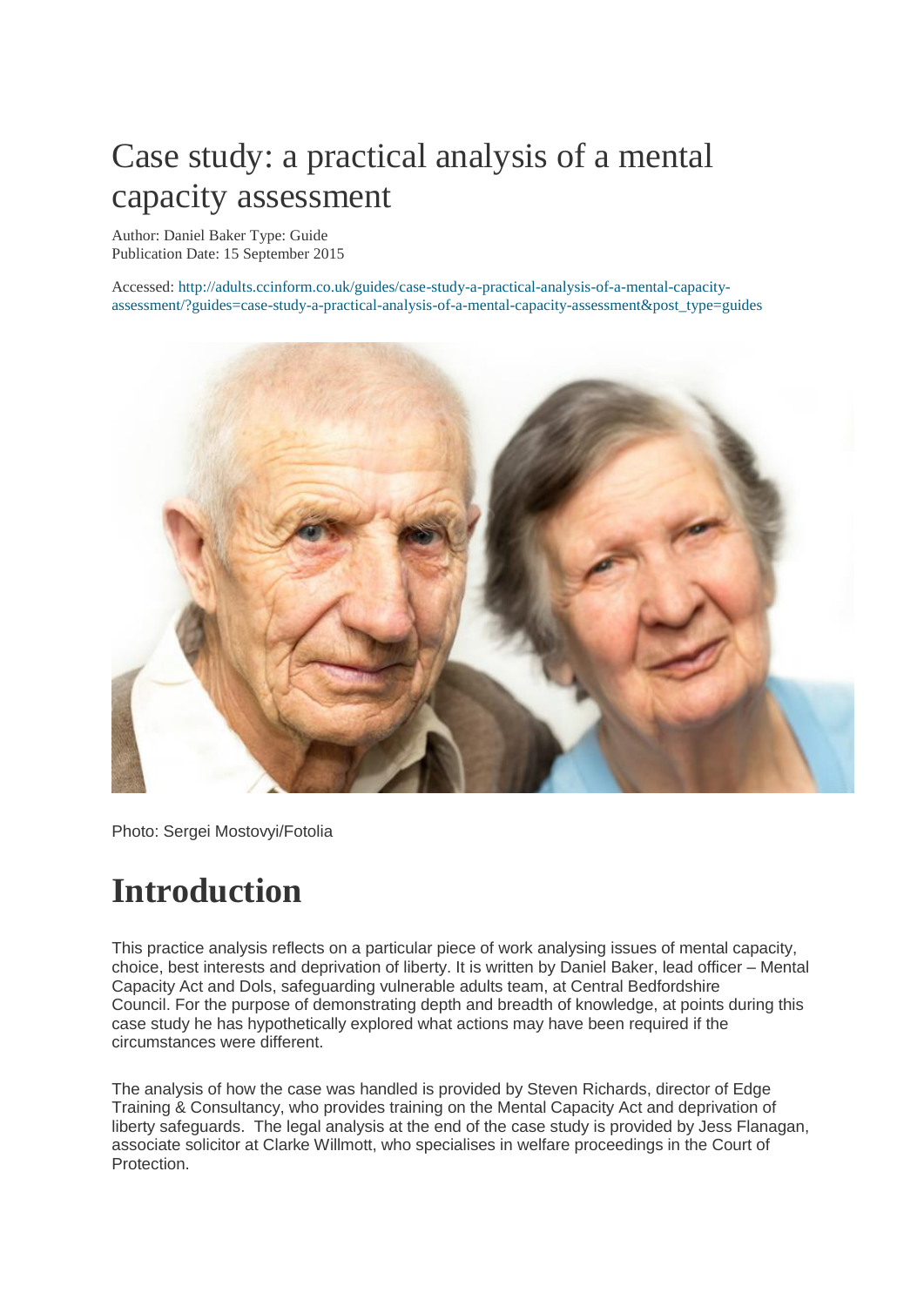# Case study: a practical analysis of a mental capacity assessment

Author: Daniel Baker Type: Guide
Publication Date: 15 September 2015

Accessed: http://adults.ccinform.co.uk/guides/case-study-a-practical-analysis-of-a-mental-capacity-assessment/?guides=case-study-a-practical-analysis-of-a-mental-capacity-assessment&post_type=guides

Photo: Sergei Mostovyi/Fotolia

# Introduction

This practice analysis reflects on a particular piece of work analysing issues of mental capacity, choice, best interests and deprivation of liberty. It is written by Daniel Baker, lead officer – Mental Capacity Act and Dols, safeguarding vulnerable adults team, at Central Bedfordshire Council. For the purpose of demonstrating depth and breadth of knowledge, at points during this case study he has hypothetically explored what actions may have been required if the circumstances were different.

The analysis of how the case was handled is provided by Steven Richards, director of Edge Training & Consultancy, who provides training on the Mental Capacity Act and deprivation of liberty safeguards. The legal analysis at the end of the case study is provided by Jess Flanagan, associate solicitor at Clarke Willmott, who specialises in welfare proceedings in the Court of Protection.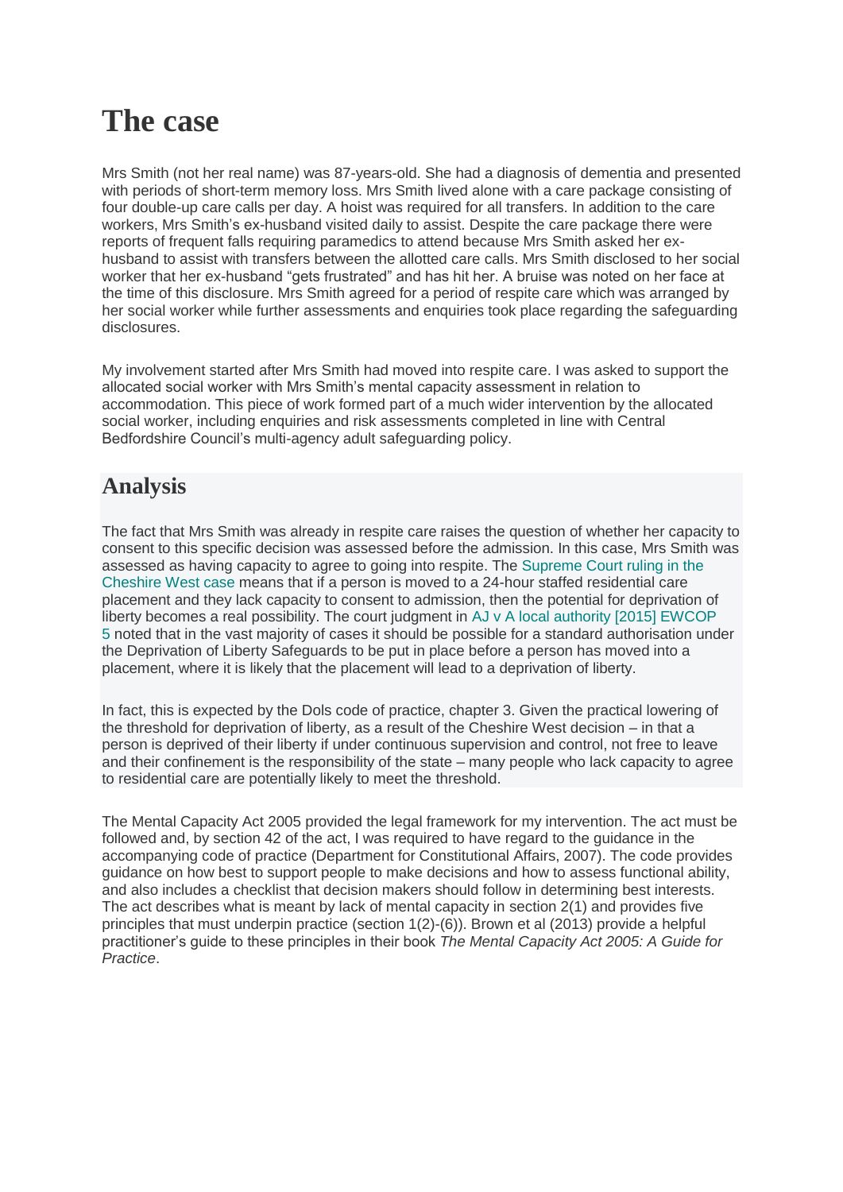# The case

Mrs Smith (not her real name) was 87-years-old. She had a diagnosis of dementia and presented with periods of short-term memory loss. Mrs Smith lived alone with a care package consisting of four double-up care calls per day. A hoist was required for all transfers. In addition to the care workers, Mrs Smith's ex-husband visited daily to assist. Despite the care package there were reports of frequent falls requiring paramedics to attend because Mrs Smith asked her ex-husband to assist with transfers between the allotted care calls. Mrs Smith disclosed to her social worker that her ex-husband "gets frustrated" and has hit her. A bruise was noted on her face at the time of this disclosure. Mrs Smith agreed for a period of respite care which was arranged by her social worker while further assessments and enquiries took place regarding the safeguarding disclosures.

My involvement started after Mrs Smith had moved into respite care. I was asked to support the allocated social worker with Mrs Smith's mental capacity assessment in relation to accommodation. This piece of work formed part of a much wider intervention by the allocated social worker, including enquiries and risk assessments completed in line with Central Bedfordshire Council's multi-agency adult safeguarding policy.

## Analysis

The fact that Mrs Smith was already in respite care raises the question of whether her capacity to consent to this specific decision was assessed before the admission. In this case, Mrs Smith was assessed as having capacity to agree to going into respite. The Supreme Court ruling in the Cheshire West case means that if a person is moved to a 24-hour staffed residential care placement and they lack capacity to consent to admission, then the potential for deprivation of liberty becomes a real possibility. The court judgment in AJ v A local authority [2015] EWCOP 5 noted that in the vast majority of cases it should be possible for a standard authorisation under the Deprivation of Liberty Safeguards to be put in place before a person has moved into a placement, where it is likely that the placement will lead to a deprivation of liberty.

In fact, this is expected by the Dols code of practice, chapter 3. Given the practical lowering of the threshold for deprivation of liberty, as a result of the Cheshire West decision – in that a person is deprived of their liberty if under continuous supervision and control, not free to leave and their confinement is the responsibility of the state – many people who lack capacity to agree to residential care are potentially likely to meet the threshold.

The Mental Capacity Act 2005 provided the legal framework for my intervention. The act must be followed and, by section 42 of the act, I was required to have regard to the guidance in the accompanying code of practice (Department for Constitutional Affairs, 2007). The code provides guidance on how best to support people to make decisions and how to assess functional ability, and also includes a checklist that decision makers should follow in determining best interests. The act describes what is meant by lack of mental capacity in section 2(1) and provides five principles that must underpin practice (section 1(2)-(6)). Brown et al (2013) provide a helpful practitioner's guide to these principles in their book *The Mental Capacity Act 2005: A Guide for Practice*.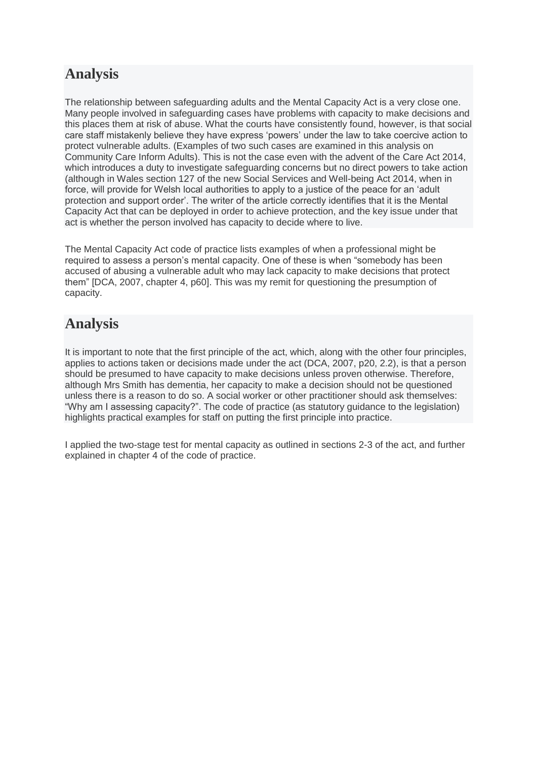## Analysis

The relationship between safeguarding adults and the Mental Capacity Act is a very close one. Many people involved in safeguarding cases have problems with capacity to make decisions and this places them at risk of abuse. What the courts have consistently found, however, is that social care staff mistakenly believe they have express 'powers' under the law to take coercive action to protect vulnerable adults. (Examples of two such cases are examined in this analysis on Community Care Inform Adults). This is not the case even with the advent of the Care Act 2014, which introduces a duty to investigate safeguarding concerns but no direct powers to take action (although in Wales section 127 of the new Social Services and Well-being Act 2014, when in force, will provide for Welsh local authorities to apply to a justice of the peace for an 'adult protection and support order'. The writer of the article correctly identifies that it is the Mental Capacity Act that can be deployed in order to achieve protection, and the key issue under that act is whether the person involved has capacity to decide where to live.

The Mental Capacity Act code of practice lists examples of when a professional might be required to assess a person's mental capacity. One of these is when "somebody has been accused of abusing a vulnerable adult who may lack capacity to make decisions that protect them" [DCA, 2007, chapter 4, p60]. This was my remit for questioning the presumption of capacity.

## Analysis

It is important to note that the first principle of the act, which, along with the other four principles, applies to actions taken or decisions made under the act (DCA, 2007, p20, 2.2), is that a person should be presumed to have capacity to make decisions unless proven otherwise. Therefore, although Mrs Smith has dementia, her capacity to make a decision should not be questioned unless there is a reason to do so. A social worker or other practitioner should ask themselves: "Why am I assessing capacity?". The code of practice (as statutory guidance to the legislation) highlights practical examples for staff on putting the first principle into practice.

I applied the two-stage test for mental capacity as outlined in sections 2-3 of the act, and further explained in chapter 4 of the code of practice.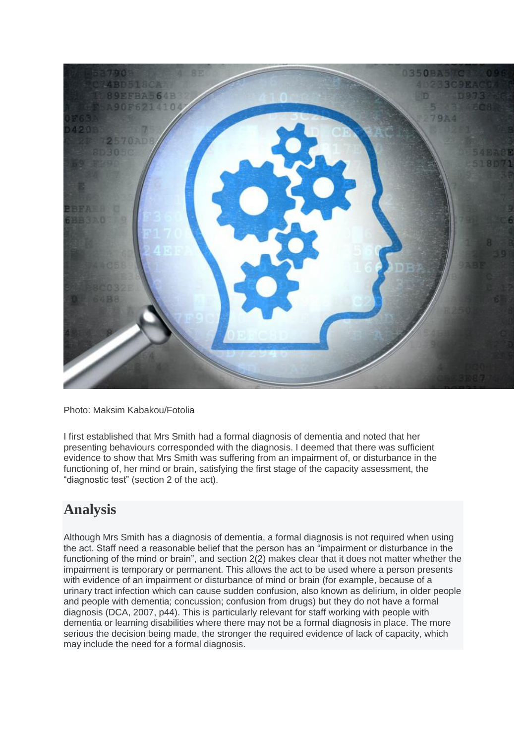Photo: Maksim Kabakou/Fotolia

I first established that Mrs Smith had a formal diagnosis of dementia and noted that her presenting behaviours corresponded with the diagnosis. I deemed that there was sufficient evidence to show that Mrs Smith was suffering from an impairment of, or disturbance in the functioning of, her mind or brain, satisfying the first stage of the capacity assessment, the "diagnostic test" (section 2 of the act).

## Analysis

Although Mrs Smith has a diagnosis of dementia, a formal diagnosis is not required when using the act. Staff need a reasonable belief that the person has an "impairment or disturbance in the functioning of the mind or brain", and section 2(2) makes clear that it does not matter whether the impairment is temporary or permanent. This allows the act to be used where a person presents with evidence of an impairment or disturbance of mind or brain (for example, because of a urinary tract infection which can cause sudden confusion, also known as delirium, in older people and people with dementia; concussion; confusion from drugs) but they do not have a formal diagnosis (DCA, 2007, p44). This is particularly relevant for staff working with people with dementia or learning disabilities where there may not be a formal diagnosis in place. The more serious the decision being made, the stronger the required evidence of lack of capacity, which may include the need for a formal diagnosis.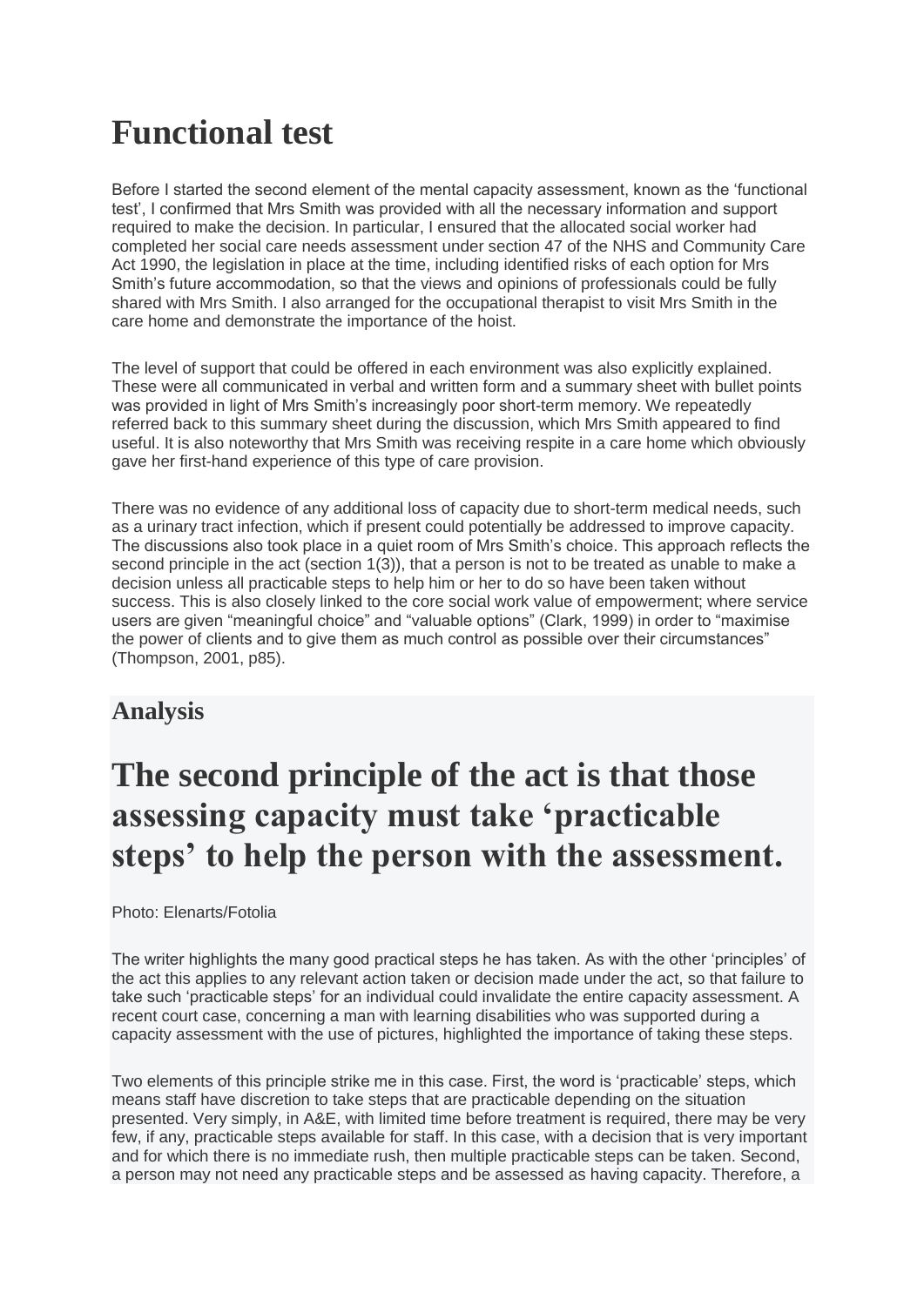# Functional test

Before I started the second element of the mental capacity assessment, known as the 'functional test', I confirmed that Mrs Smith was provided with all the necessary information and support required to make the decision. In particular, I ensured that the allocated social worker had completed her social care needs assessment under section 47 of the NHS and Community Care Act 1990, the legislation in place at the time, including identified risks of each option for Mrs Smith's future accommodation, so that the views and opinions of professionals could be fully shared with Mrs Smith. I also arranged for the occupational therapist to visit Mrs Smith in the care home and demonstrate the importance of the hoist.

The level of support that could be offered in each environment was also explicitly explained. These were all communicated in verbal and written form and a summary sheet with bullet points was provided in light of Mrs Smith's increasingly poor short-term memory. We repeatedly referred back to this summary sheet during the discussion, which Mrs Smith appeared to find useful. It is also noteworthy that Mrs Smith was receiving respite in a care home which obviously gave her first-hand experience of this type of care provision.

There was no evidence of any additional loss of capacity due to short-term medical needs, such as a urinary tract infection, which if present could potentially be addressed to improve capacity. The discussions also took place in a quiet room of Mrs Smith's choice. This approach reflects the second principle in the act (section 1(3)), that a person is not to be treated as unable to make a decision unless all practicable steps to help him or her to do so have been taken without success. This is also closely linked to the core social work value of empowerment; where service users are given "meaningful choice" and "valuable options" (Clark, 1999) in order to "maximise the power of clients and to give them as much control as possible over their circumstances" (Thompson, 2001, p85).

## Analysis

# The second principle of the act is that those assessing capacity must take 'practicable steps' to help the person with the assessment.

Photo: Elenarts/Fotolia

The writer highlights the many good practical steps he has taken. As with the other 'principles' of the act this applies to any relevant action taken or decision made under the act, so that failure to take such 'practicable steps' for an individual could invalidate the entire capacity assessment. A recent court case, concerning a man with learning disabilities who was supported during a capacity assessment with the use of pictures, highlighted the importance of taking these steps.

Two elements of this principle strike me in this case. First, the word is 'practicable' steps, which means staff have discretion to take steps that are practicable depending on the situation presented. Very simply, in A&E, with limited time before treatment is required, there may be very few, if any, practicable steps available for staff. In this case, with a decision that is very important and for which there is no immediate rush, then multiple practicable steps can be taken. Second, a person may not need any practicable steps and be assessed as having capacity. Therefore, a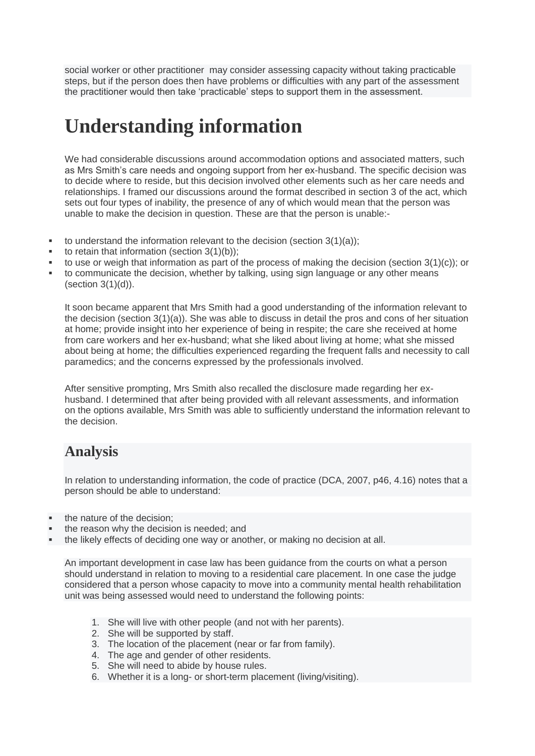social worker or other practitioner may consider assessing capacity without taking practicable steps, but if the person does then have problems or difficulties with any part of the assessment the practitioner would then take 'practicable' steps to support them in the assessment.

# Understanding information

We had considerable discussions around accommodation options and associated matters, such as Mrs Smith's care needs and ongoing support from her ex-husband. The specific decision was to decide where to reside, but this decision involved other elements such as her care needs and relationships. I framed our discussions around the format described in section 3 of the act, which sets out four types of inability, the presence of any of which would mean that the person was unable to make the decision in question. These are that the person is unable:-

- to understand the information relevant to the decision (section 3(1)(a));
- to retain that information (section 3(1)(b));
- to use or weigh that information as part of the process of making the decision (section 3(1)(c)); or
- to communicate the decision, whether by talking, using sign language or any other means (section 3(1)(d)).

It soon became apparent that Mrs Smith had a good understanding of the information relevant to the decision (section 3(1)(a)). She was able to discuss in detail the pros and cons of her situation at home; provide insight into her experience of being in respite; the care she received at home from care workers and her ex-husband; what she liked about living at home; what she missed about being at home; the difficulties experienced regarding the frequent falls and necessity to call paramedics; and the concerns expressed by the professionals involved.

After sensitive prompting, Mrs Smith also recalled the disclosure made regarding her ex-husband. I determined that after being provided with all relevant assessments, and information on the options available, Mrs Smith was able to sufficiently understand the information relevant to the decision.

## Analysis

In relation to understanding information, the code of practice (DCA, 2007, p46, 4.16) notes that a person should be able to understand:

- the nature of the decision;
- the reason why the decision is needed; and
- the likely effects of deciding one way or another, or making no decision at all.

An important development in case law has been guidance from the courts on what a person should understand in relation to moving to a residential care placement. In one case the judge considered that a person whose capacity to move into a community mental health rehabilitation unit was being assessed would need to understand the following points:

1. She will live with other people (and not with her parents).
2. She will be supported by staff.
3. The location of the placement (near or far from family).
4. The age and gender of other residents.
5. She will need to abide by house rules.
6. Whether it is a long- or short-term placement (living/visiting).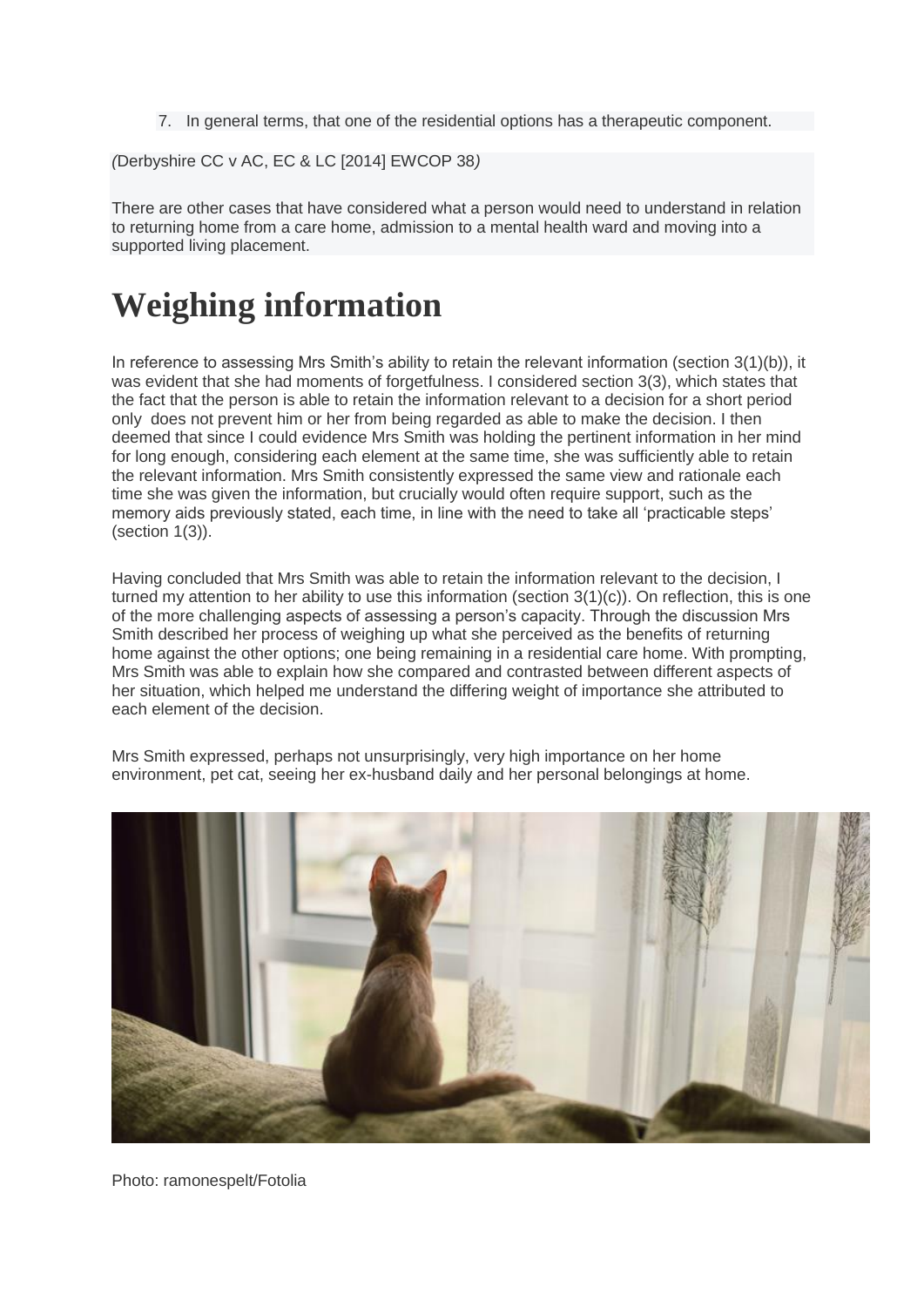7. In general terms, that one of the residential options has a therapeutic component.

*(*Derbyshire CC v AC, EC & LC [2014] EWCOP 38*)*

There are other cases that have considered what a person would need to understand in relation to returning home from a care home, admission to a mental health ward and moving into a supported living placement.

# Weighing information

In reference to assessing Mrs Smith's ability to retain the relevant information (section 3(1)(b)), it was evident that she had moments of forgetfulness. I considered section 3(3), which states that the fact that the person is able to retain the information relevant to a decision for a short period only does not prevent him or her from being regarded as able to make the decision. I then deemed that since I could evidence Mrs Smith was holding the pertinent information in her mind for long enough, considering each element at the same time, she was sufficiently able to retain the relevant information. Mrs Smith consistently expressed the same view and rationale each time she was given the information, but crucially would often require support, such as the memory aids previously stated, each time, in line with the need to take all 'practicable steps' (section 1(3)).

Having concluded that Mrs Smith was able to retain the information relevant to the decision, I turned my attention to her ability to use this information (section 3(1)(c)). On reflection, this is one of the more challenging aspects of assessing a person's capacity. Through the discussion Mrs Smith described her process of weighing up what she perceived as the benefits of returning home against the other options; one being remaining in a residential care home. With prompting, Mrs Smith was able to explain how she compared and contrasted between different aspects of her situation, which helped me understand the differing weight of importance she attributed to each element of the decision.

Mrs Smith expressed, perhaps not unsurprisingly, very high importance on her home environment, pet cat, seeing her ex-husband daily and her personal belongings at home.

Photo: ramonespelt/Fotolia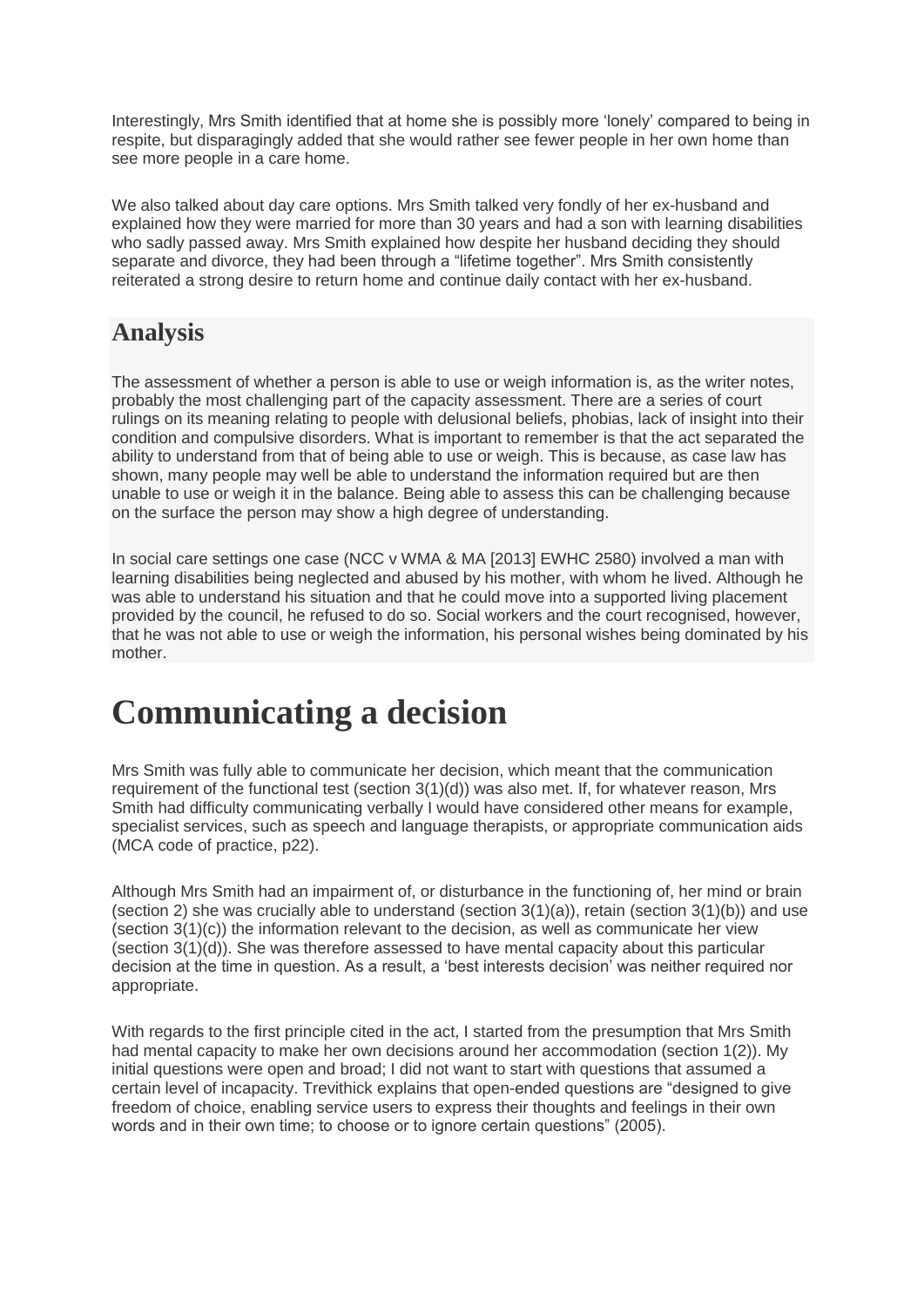Interestingly, Mrs Smith identified that at home she is possibly more ‘lonely’ compared to being in respite, but disparagingly added that she would rather see fewer people in her own home than see more people in a care home.

We also talked about day care options. Mrs Smith talked very fondly of her ex-husband and explained how they were married for more than 30 years and had a son with learning disabilities who sadly passed away. Mrs Smith explained how despite her husband deciding they should separate and divorce, they had been through a “lifetime together”. Mrs Smith consistently reiterated a strong desire to return home and continue daily contact with her ex-husband.

## Analysis

The assessment of whether a person is able to use or weigh information is, as the writer notes, probably the most challenging part of the capacity assessment. There are a series of court rulings on its meaning relating to people with delusional beliefs, phobias, lack of insight into their condition and compulsive disorders. What is important to remember is that the act separated the ability to understand from that of being able to use or weigh. This is because, as case law has shown, many people may well be able to understand the information required but are then unable to use or weigh it in the balance. Being able to assess this can be challenging because on the surface the person may show a high degree of understanding.

In social care settings one case (NCC v WMA & MA [2013] EWHC 2580) involved a man with learning disabilities being neglected and abused by his mother, with whom he lived. Although he was able to understand his situation and that he could move into a supported living placement provided by the council, he refused to do so. Social workers and the court recognised, however, that he was not able to use or weigh the information, his personal wishes being dominated by his mother.

# Communicating a decision

Mrs Smith was fully able to communicate her decision, which meant that the communication requirement of the functional test (section 3(1)(d)) was also met. If, for whatever reason, Mrs Smith had difficulty communicating verbally I would have considered other means for example, specialist services, such as speech and language therapists, or appropriate communication aids (MCA code of practice, p22).

Although Mrs Smith had an impairment of, or disturbance in the functioning of, her mind or brain (section 2) she was crucially able to understand (section 3(1)(a)), retain (section 3(1)(b)) and use (section 3(1)(c)) the information relevant to the decision, as well as communicate her view (section 3(1)(d)). She was therefore assessed to have mental capacity about this particular decision at the time in question. As a result, a ‘best interests decision’ was neither required nor appropriate.

With regards to the first principle cited in the act, I started from the presumption that Mrs Smith had mental capacity to make her own decisions around her accommodation (section 1(2)). My initial questions were open and broad; I did not want to start with questions that assumed a certain level of incapacity. Trevithick explains that open-ended questions are “designed to give freedom of choice, enabling service users to express their thoughts and feelings in their own words and in their own time; to choose or to ignore certain questions” (2005).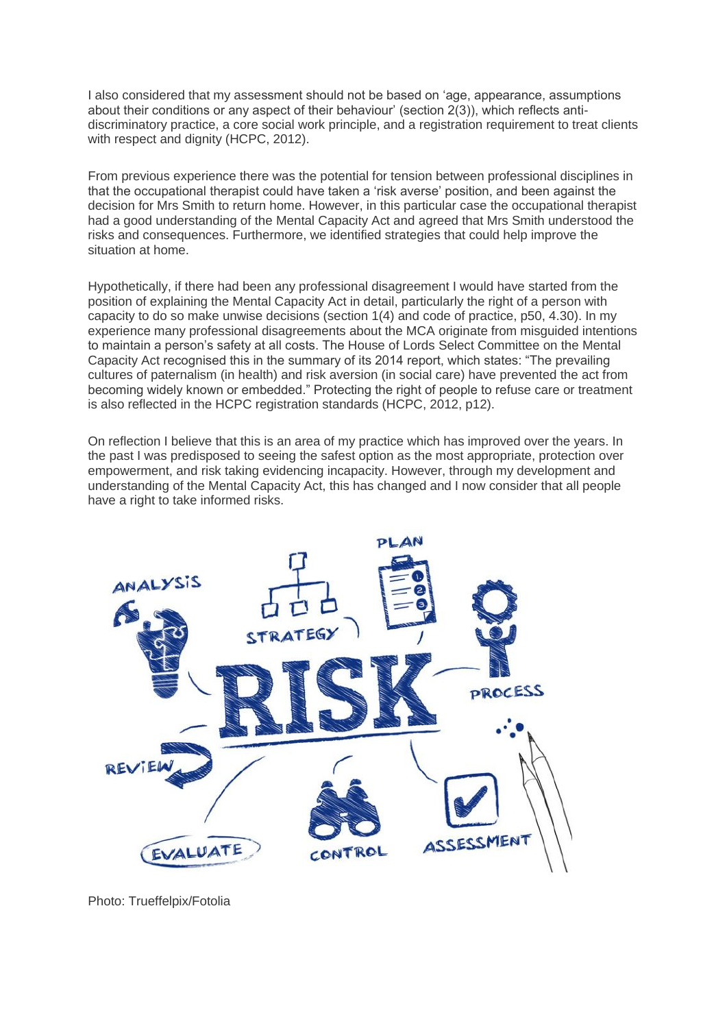I also considered that my assessment should not be based on 'age, appearance, assumptions about their conditions or any aspect of their behaviour' (section 2(3)), which reflects anti-discriminatory practice, a core social work principle, and a registration requirement to treat clients with respect and dignity (HCPC, 2012).

From previous experience there was the potential for tension between professional disciplines in that the occupational therapist could have taken a 'risk averse' position, and been against the decision for Mrs Smith to return home. However, in this particular case the occupational therapist had a good understanding of the Mental Capacity Act and agreed that Mrs Smith understood the risks and consequences. Furthermore, we identified strategies that could help improve the situation at home.

Hypothetically, if there had been any professional disagreement I would have started from the position of explaining the Mental Capacity Act in detail, particularly the right of a person with capacity to do so make unwise decisions (section 1(4) and code of practice, p50, 4.30). In my experience many professional disagreements about the MCA originate from misguided intentions to maintain a person's safety at all costs. The House of Lords Select Committee on the Mental Capacity Act recognised this in the summary of its 2014 report, which states: "The prevailing cultures of paternalism (in health) and risk aversion (in social care) have prevented the act from becoming widely known or embedded." Protecting the right of people to refuse care or treatment is also reflected in the HCPC registration standards (HCPC, 2012, p12).

On reflection I believe that this is an area of my practice which has improved over the years. In the past I was predisposed to seeing the safest option as the most appropriate, protection over empowerment, and risk taking evidencing incapacity. However, through my development and understanding of the Mental Capacity Act, this has changed and I now consider that all people have a right to take informed risks.

Photo: Trueffelpix/Fotolia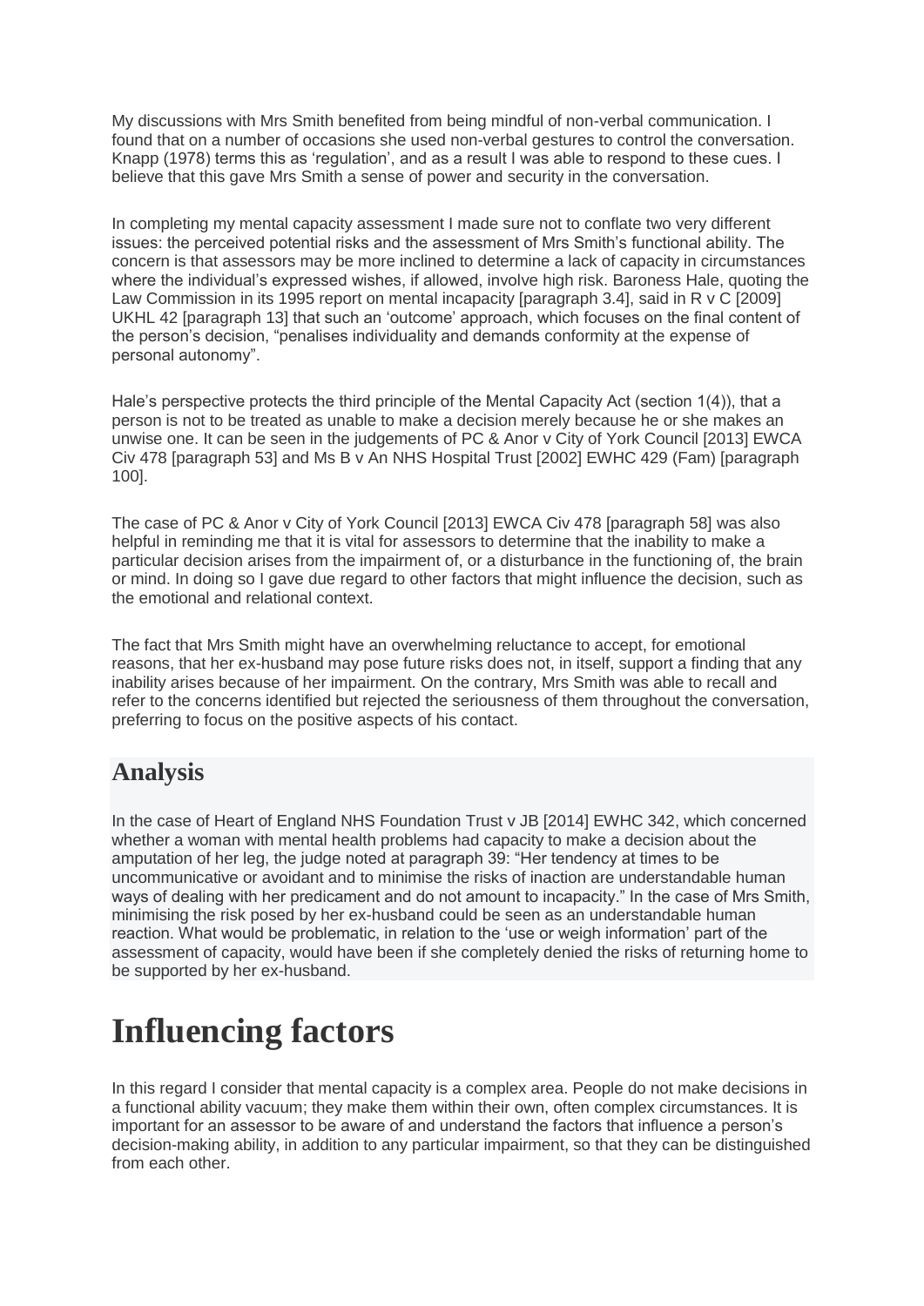My discussions with Mrs Smith benefited from being mindful of non-verbal communication. I found that on a number of occasions she used non-verbal gestures to control the conversation. Knapp (1978) terms this as 'regulation', and as a result I was able to respond to these cues. I believe that this gave Mrs Smith a sense of power and security in the conversation.

In completing my mental capacity assessment I made sure not to conflate two very different issues: the perceived potential risks and the assessment of Mrs Smith's functional ability. The concern is that assessors may be more inclined to determine a lack of capacity in circumstances where the individual's expressed wishes, if allowed, involve high risk. Baroness Hale, quoting the Law Commission in its 1995 report on mental incapacity [paragraph 3.4], said in R v C [2009] UKHL 42 [paragraph 13] that such an 'outcome' approach, which focuses on the final content of the person's decision, "penalises individuality and demands conformity at the expense of personal autonomy".

Hale's perspective protects the third principle of the Mental Capacity Act (section 1(4)), that a person is not to be treated as unable to make a decision merely because he or she makes an unwise one. It can be seen in the judgements of PC & Anor v City of York Council [2013] EWCA Civ 478 [paragraph 53] and Ms B v An NHS Hospital Trust [2002] EWHC 429 (Fam) [paragraph 100].

The case of PC & Anor v City of York Council [2013] EWCA Civ 478 [paragraph 58] was also helpful in reminding me that it is vital for assessors to determine that the inability to make a particular decision arises from the impairment of, or a disturbance in the functioning of, the brain or mind. In doing so I gave due regard to other factors that might influence the decision, such as the emotional and relational context.

The fact that Mrs Smith might have an overwhelming reluctance to accept, for emotional reasons, that her ex-husband may pose future risks does not, in itself, support a finding that any inability arises because of her impairment. On the contrary, Mrs Smith was able to recall and refer to the concerns identified but rejected the seriousness of them throughout the conversation, preferring to focus on the positive aspects of his contact.

## Analysis

In the case of Heart of England NHS Foundation Trust v JB [2014] EWHC 342, which concerned whether a woman with mental health problems had capacity to make a decision about the amputation of her leg, the judge noted at paragraph 39: "Her tendency at times to be uncommunicative or avoidant and to minimise the risks of inaction are understandable human ways of dealing with her predicament and do not amount to incapacity." In the case of Mrs Smith, minimising the risk posed by her ex-husband could be seen as an understandable human reaction. What would be problematic, in relation to the 'use or weigh information' part of the assessment of capacity, would have been if she completely denied the risks of returning home to be supported by her ex-husband.

# Influencing factors

In this regard I consider that mental capacity is a complex area. People do not make decisions in a functional ability vacuum; they make them within their own, often complex circumstances. It is important for an assessor to be aware of and understand the factors that influence a person's decision-making ability, in addition to any particular impairment, so that they can be distinguished from each other.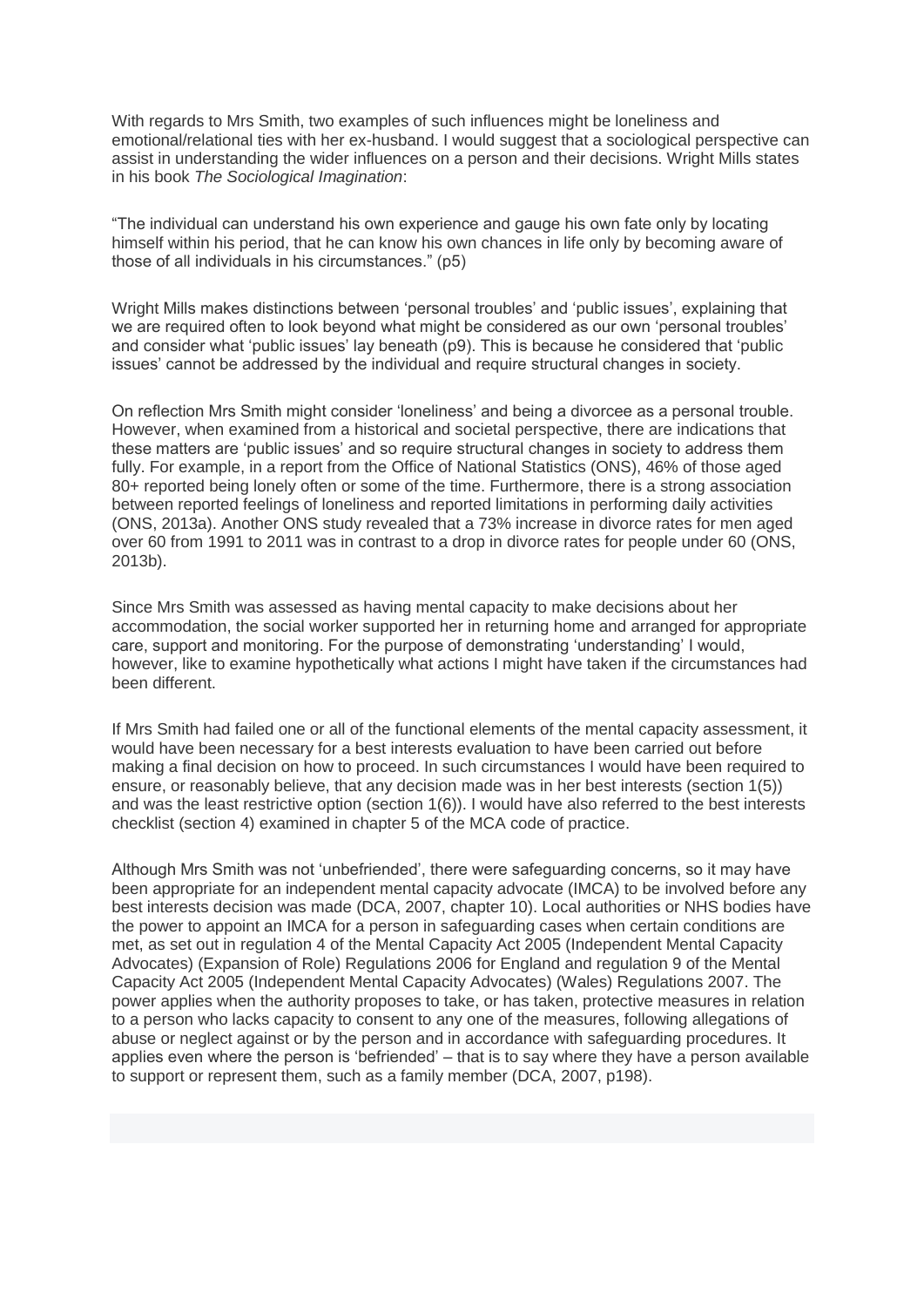With regards to Mrs Smith, two examples of such influences might be loneliness and emotional/relational ties with her ex-husband. I would suggest that a sociological perspective can assist in understanding the wider influences on a person and their decisions. Wright Mills states in his book *The Sociological Imagination*:

"The individual can understand his own experience and gauge his own fate only by locating himself within his period, that he can know his own chances in life only by becoming aware of those of all individuals in his circumstances." (p5)

Wright Mills makes distinctions between 'personal troubles' and 'public issues', explaining that we are required often to look beyond what might be considered as our own 'personal troubles' and consider what 'public issues' lay beneath (p9). This is because he considered that 'public issues' cannot be addressed by the individual and require structural changes in society.

On reflection Mrs Smith might consider 'loneliness' and being a divorcee as a personal trouble. However, when examined from a historical and societal perspective, there are indications that these matters are 'public issues' and so require structural changes in society to address them fully. For example, in a report from the Office of National Statistics (ONS), 46% of those aged 80+ reported being lonely often or some of the time. Furthermore, there is a strong association between reported feelings of loneliness and reported limitations in performing daily activities (ONS, 2013a). Another ONS study revealed that a 73% increase in divorce rates for men aged over 60 from 1991 to 2011 was in contrast to a drop in divorce rates for people under 60 (ONS, 2013b).

Since Mrs Smith was assessed as having mental capacity to make decisions about her accommodation, the social worker supported her in returning home and arranged for appropriate care, support and monitoring. For the purpose of demonstrating 'understanding' I would, however, like to examine hypothetically what actions I might have taken if the circumstances had been different.

If Mrs Smith had failed one or all of the functional elements of the mental capacity assessment, it would have been necessary for a best interests evaluation to have been carried out before making a final decision on how to proceed. In such circumstances I would have been required to ensure, or reasonably believe, that any decision made was in her best interests (section 1(5)) and was the least restrictive option (section 1(6)). I would have also referred to the best interests checklist (section 4) examined in chapter 5 of the MCA code of practice.

Although Mrs Smith was not 'unbefriended', there were safeguarding concerns, so it may have been appropriate for an independent mental capacity advocate (IMCA) to be involved before any best interests decision was made (DCA, 2007, chapter 10). Local authorities or NHS bodies have the power to appoint an IMCA for a person in safeguarding cases when certain conditions are met, as set out in regulation 4 of the Mental Capacity Act 2005 (Independent Mental Capacity Advocates) (Expansion of Role) Regulations 2006 for England and regulation 9 of the Mental Capacity Act 2005 (Independent Mental Capacity Advocates) (Wales) Regulations 2007. The power applies when the authority proposes to take, or has taken, protective measures in relation to a person who lacks capacity to consent to any one of the measures, following allegations of abuse or neglect against or by the person and in accordance with safeguarding procedures. It applies even where the person is 'befriended' – that is to say where they have a person available to support or represent them, such as a family member (DCA, 2007, p198).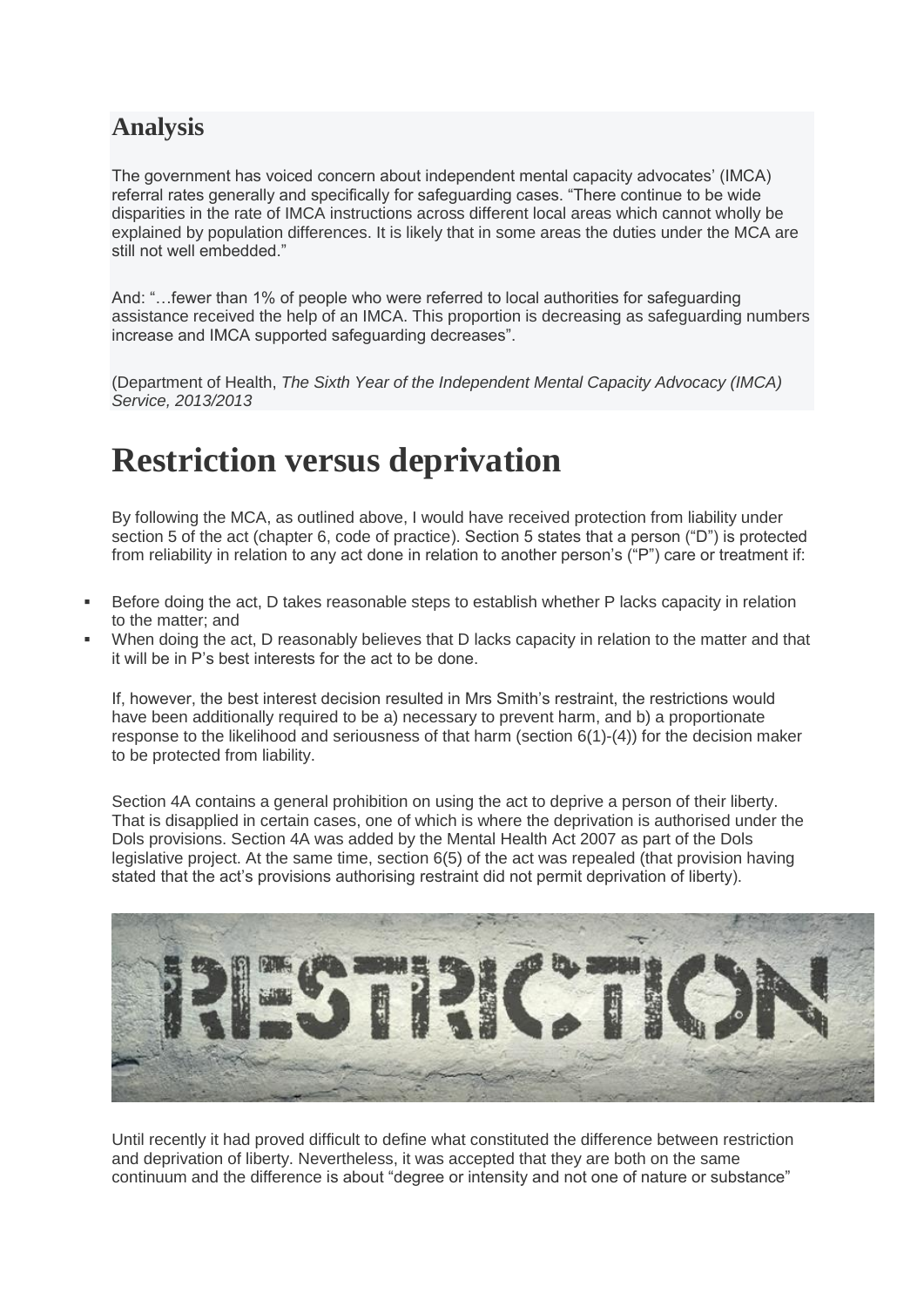## Analysis

The government has voiced concern about independent mental capacity advocates' (IMCA) referral rates generally and specifically for safeguarding cases. "There continue to be wide disparities in the rate of IMCA instructions across different local areas which cannot wholly be explained by population differences. It is likely that in some areas the duties under the MCA are still not well embedded."

And: "…fewer than 1% of people who were referred to local authorities for safeguarding assistance received the help of an IMCA. This proportion is decreasing as safeguarding numbers increase and IMCA supported safeguarding decreases".

(Department of Health, *The Sixth Year of the Independent Mental Capacity Advocacy (IMCA) Service, 2013/2013*

# Restriction versus deprivation

By following the MCA, as outlined above, I would have received protection from liability under section 5 of the act (chapter 6, code of practice). Section 5 states that a person ("D") is protected from reliability in relation to any act done in relation to another person's ("P") care or treatment if:

- Before doing the act, D takes reasonable steps to establish whether P lacks capacity in relation to the matter; and
- When doing the act, D reasonably believes that D lacks capacity in relation to the matter and that it will be in P's best interests for the act to be done.

If, however, the best interest decision resulted in Mrs Smith's restraint, the restrictions would have been additionally required to be a) necessary to prevent harm, and b) a proportionate response to the likelihood and seriousness of that harm (section 6(1)-(4)) for the decision maker to be protected from liability.

Section 4A contains a general prohibition on using the act to deprive a person of their liberty. That is disapplied in certain cases, one of which is where the deprivation is authorised under the Dols provisions. Section 4A was added by the Mental Health Act 2007 as part of the Dols legislative project. At the same time, section 6(5) of the act was repealed (that provision having stated that the act's provisions authorising restraint did not permit deprivation of liberty).

Until recently it had proved difficult to define what constituted the difference between restriction and deprivation of liberty. Nevertheless, it was accepted that they are both on the same continuum and the difference is about "degree or intensity and not one of nature or substance"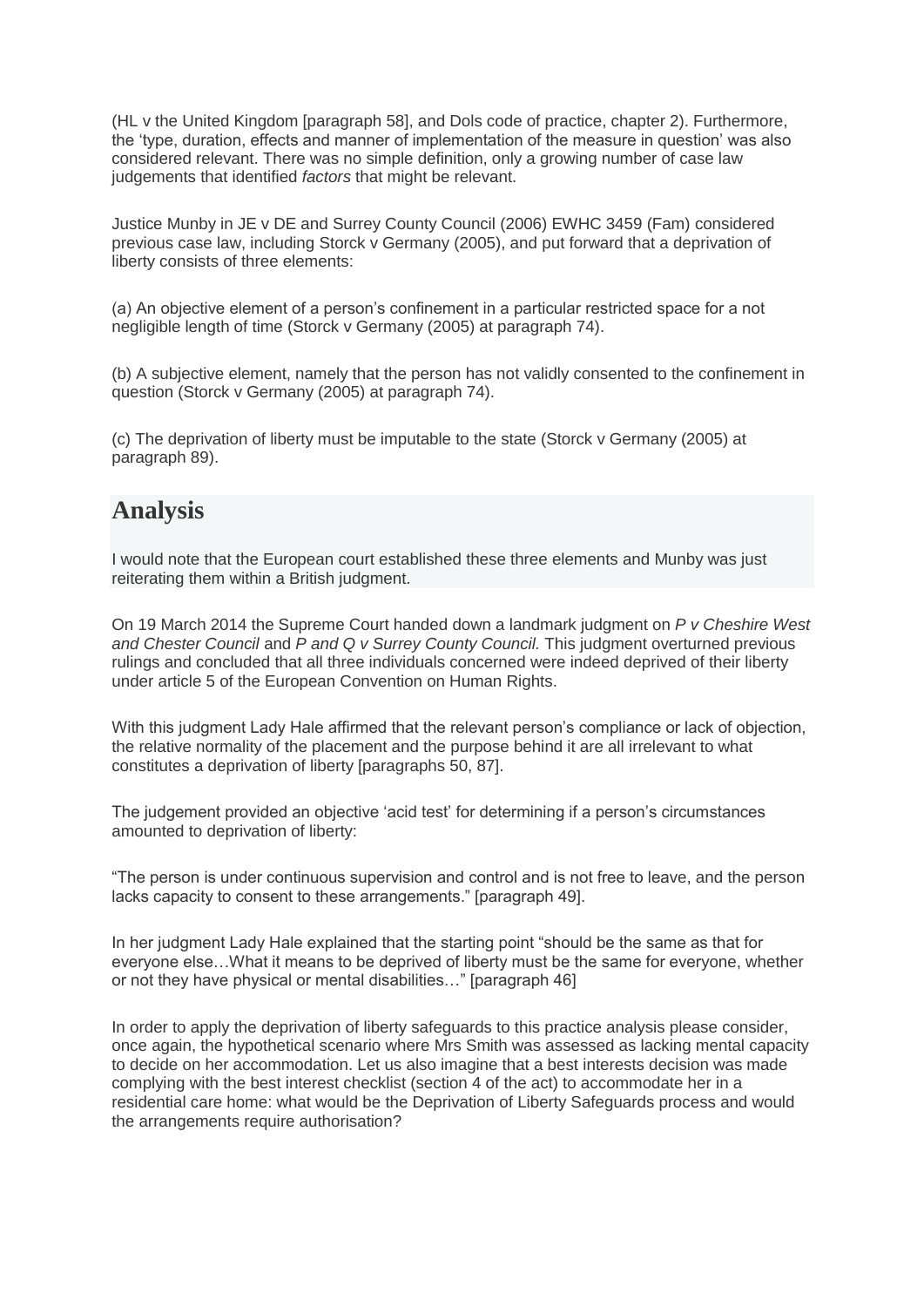(HL v the United Kingdom [paragraph 58], and Dols code of practice, chapter 2). Furthermore, the 'type, duration, effects and manner of implementation of the measure in question' was also considered relevant. There was no simple definition, only a growing number of case law judgements that identified *factors* that might be relevant.

Justice Munby in JE v DE and Surrey County Council (2006) EWHC 3459 (Fam) considered previous case law, including Storck v Germany (2005), and put forward that a deprivation of liberty consists of three elements:

(a) An objective element of a person's confinement in a particular restricted space for a not negligible length of time (Storck v Germany (2005) at paragraph 74).

(b) A subjective element, namely that the person has not validly consented to the confinement in question (Storck v Germany (2005) at paragraph 74).

(c) The deprivation of liberty must be imputable to the state (Storck v Germany (2005) at paragraph 89).

## Analysis

I would note that the European court established these three elements and Munby was just reiterating them within a British judgment.

On 19 March 2014 the Supreme Court handed down a landmark judgment on *P v Cheshire West and Chester Council* and *P and Q v Surrey County Council.* This judgment overturned previous rulings and concluded that all three individuals concerned were indeed deprived of their liberty under article 5 of the European Convention on Human Rights.

With this judgment Lady Hale affirmed that the relevant person's compliance or lack of objection, the relative normality of the placement and the purpose behind it are all irrelevant to what constitutes a deprivation of liberty [paragraphs 50, 87].

The judgement provided an objective 'acid test' for determining if a person's circumstances amounted to deprivation of liberty:

"The person is under continuous supervision and control and is not free to leave, and the person lacks capacity to consent to these arrangements." [paragraph 49].

In her judgment Lady Hale explained that the starting point "should be the same as that for everyone else…What it means to be deprived of liberty must be the same for everyone, whether or not they have physical or mental disabilities…" [paragraph 46]

In order to apply the deprivation of liberty safeguards to this practice analysis please consider, once again, the hypothetical scenario where Mrs Smith was assessed as lacking mental capacity to decide on her accommodation. Let us also imagine that a best interests decision was made complying with the best interest checklist (section 4 of the act) to accommodate her in a residential care home: what would be the Deprivation of Liberty Safeguards process and would the arrangements require authorisation?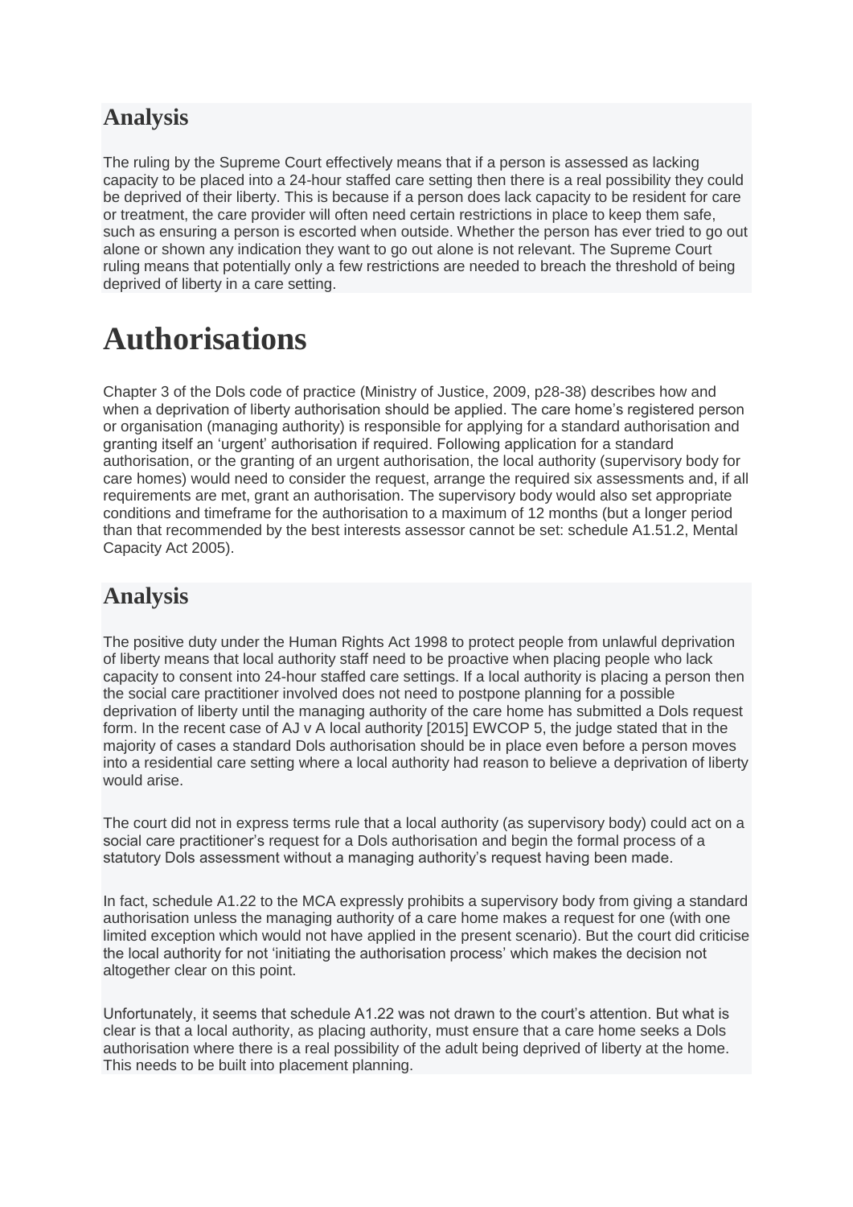## Analysis

The ruling by the Supreme Court effectively means that if a person is assessed as lacking capacity to be placed into a 24-hour staffed care setting then there is a real possibility they could be deprived of their liberty. This is because if a person does lack capacity to be resident for care or treatment, the care provider will often need certain restrictions in place to keep them safe, such as ensuring a person is escorted when outside. Whether the person has ever tried to go out alone or shown any indication they want to go out alone is not relevant. The Supreme Court ruling means that potentially only a few restrictions are needed to breach the threshold of being deprived of liberty in a care setting.

# Authorisations

Chapter 3 of the Dols code of practice (Ministry of Justice, 2009, p28-38) describes how and when a deprivation of liberty authorisation should be applied. The care home's registered person or organisation (managing authority) is responsible for applying for a standard authorisation and granting itself an 'urgent' authorisation if required. Following application for a standard authorisation, or the granting of an urgent authorisation, the local authority (supervisory body for care homes) would need to consider the request, arrange the required six assessments and, if all requirements are met, grant an authorisation. The supervisory body would also set appropriate conditions and timeframe for the authorisation to a maximum of 12 months (but a longer period than that recommended by the best interests assessor cannot be set: schedule A1.51.2, Mental Capacity Act 2005).

## Analysis

The positive duty under the Human Rights Act 1998 to protect people from unlawful deprivation of liberty means that local authority staff need to be proactive when placing people who lack capacity to consent into 24-hour staffed care settings. If a local authority is placing a person then the social care practitioner involved does not need to postpone planning for a possible deprivation of liberty until the managing authority of the care home has submitted a Dols request form. In the recent case of AJ v A local authority [2015] EWCOP 5, the judge stated that in the majority of cases a standard Dols authorisation should be in place even before a person moves into a residential care setting where a local authority had reason to believe a deprivation of liberty would arise.

The court did not in express terms rule that a local authority (as supervisory body) could act on a social care practitioner's request for a Dols authorisation and begin the formal process of a statutory Dols assessment without a managing authority's request having been made.

In fact, schedule A1.22 to the MCA expressly prohibits a supervisory body from giving a standard authorisation unless the managing authority of a care home makes a request for one (with one limited exception which would not have applied in the present scenario). But the court did criticise the local authority for not 'initiating the authorisation process' which makes the decision not altogether clear on this point.

Unfortunately, it seems that schedule A1.22 was not drawn to the court's attention. But what is clear is that a local authority, as placing authority, must ensure that a care home seeks a Dols authorisation where there is a real possibility of the adult being deprived of liberty at the home. This needs to be built into placement planning.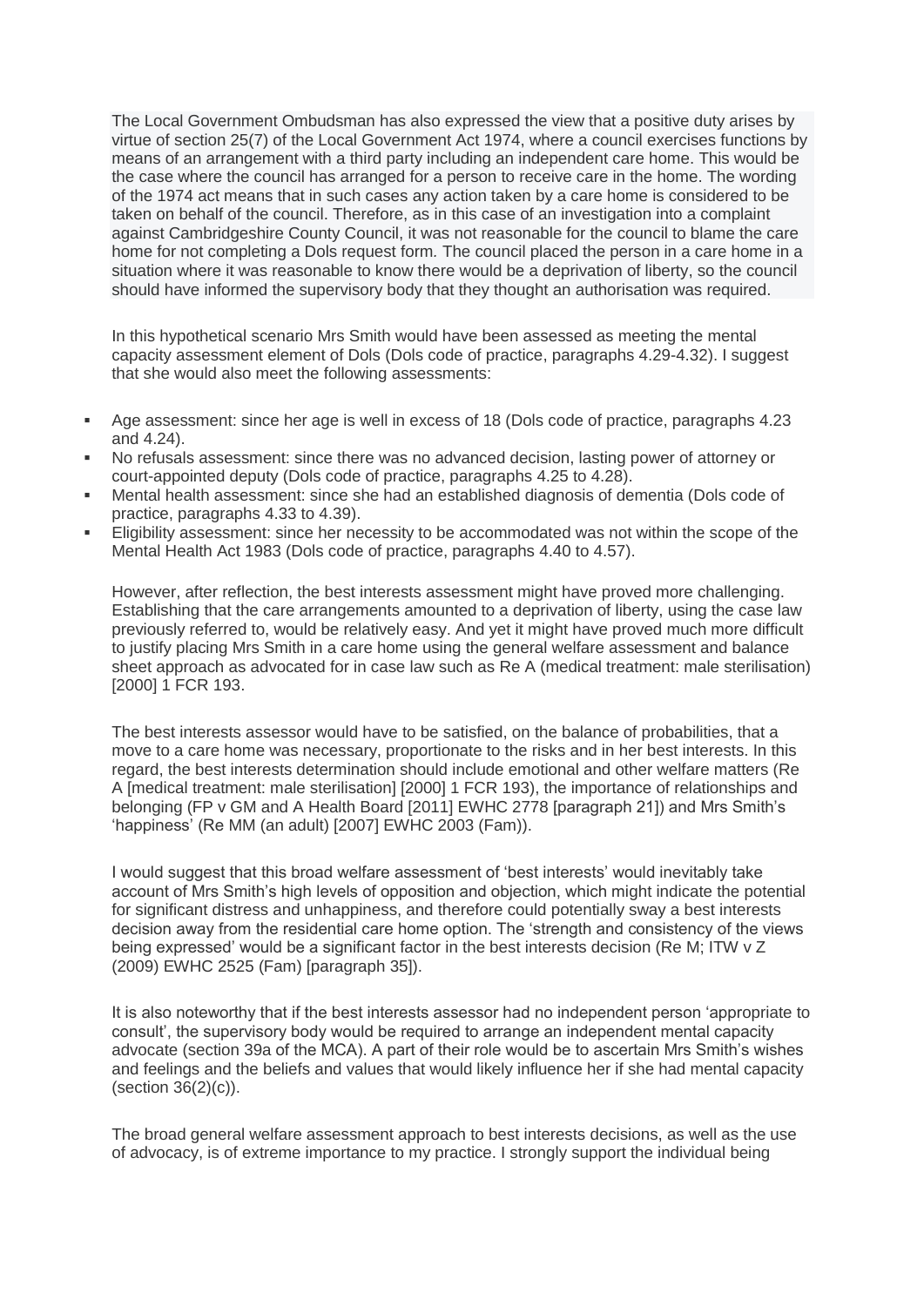The Local Government Ombudsman has also expressed the view that a positive duty arises by virtue of section 25(7) of the Local Government Act 1974, where a council exercises functions by means of an arrangement with a third party including an independent care home. This would be the case where the council has arranged for a person to receive care in the home. The wording of the 1974 act means that in such cases any action taken by a care home is considered to be taken on behalf of the council. Therefore, as in this case of an investigation into a complaint against Cambridgeshire County Council, it was not reasonable for the council to blame the care home for not completing a Dols request form. The council placed the person in a care home in a situation where it was reasonable to know there would be a deprivation of liberty, so the council should have informed the supervisory body that they thought an authorisation was required.

In this hypothetical scenario Mrs Smith would have been assessed as meeting the mental capacity assessment element of Dols (Dols code of practice, paragraphs 4.29-4.32). I suggest that she would also meet the following assessments:

- Age assessment: since her age is well in excess of 18 (Dols code of practice, paragraphs 4.23 and 4.24).
- No refusals assessment: since there was no advanced decision, lasting power of attorney or court-appointed deputy (Dols code of practice, paragraphs 4.25 to 4.28).
- Mental health assessment: since she had an established diagnosis of dementia (Dols code of practice, paragraphs 4.33 to 4.39).
- Eligibility assessment: since her necessity to be accommodated was not within the scope of the Mental Health Act 1983 (Dols code of practice, paragraphs 4.40 to 4.57).

However, after reflection, the best interests assessment might have proved more challenging. Establishing that the care arrangements amounted to a deprivation of liberty, using the case law previously referred to, would be relatively easy. And yet it might have proved much more difficult to justify placing Mrs Smith in a care home using the general welfare assessment and balance sheet approach as advocated for in case law such as Re A (medical treatment: male sterilisation) [2000] 1 FCR 193.

The best interests assessor would have to be satisfied, on the balance of probabilities, that a move to a care home was necessary, proportionate to the risks and in her best interests. In this regard, the best interests determination should include emotional and other welfare matters (Re A [medical treatment: male sterilisation] [2000] 1 FCR 193), the importance of relationships and belonging (FP v GM and A Health Board [2011] EWHC 2778 [paragraph 21]) and Mrs Smith's 'happiness' (Re MM (an adult) [2007] EWHC 2003 (Fam)).

I would suggest that this broad welfare assessment of 'best interests' would inevitably take account of Mrs Smith's high levels of opposition and objection, which might indicate the potential for significant distress and unhappiness, and therefore could potentially sway a best interests decision away from the residential care home option. The 'strength and consistency of the views being expressed' would be a significant factor in the best interests decision (Re M; ITW v Z (2009) EWHC 2525 (Fam) [paragraph 35]).

It is also noteworthy that if the best interests assessor had no independent person 'appropriate to consult', the supervisory body would be required to arrange an independent mental capacity advocate (section 39a of the MCA). A part of their role would be to ascertain Mrs Smith's wishes and feelings and the beliefs and values that would likely influence her if she had mental capacity (section 36(2)(c)).

The broad general welfare assessment approach to best interests decisions, as well as the use of advocacy, is of extreme importance to my practice. I strongly support the individual being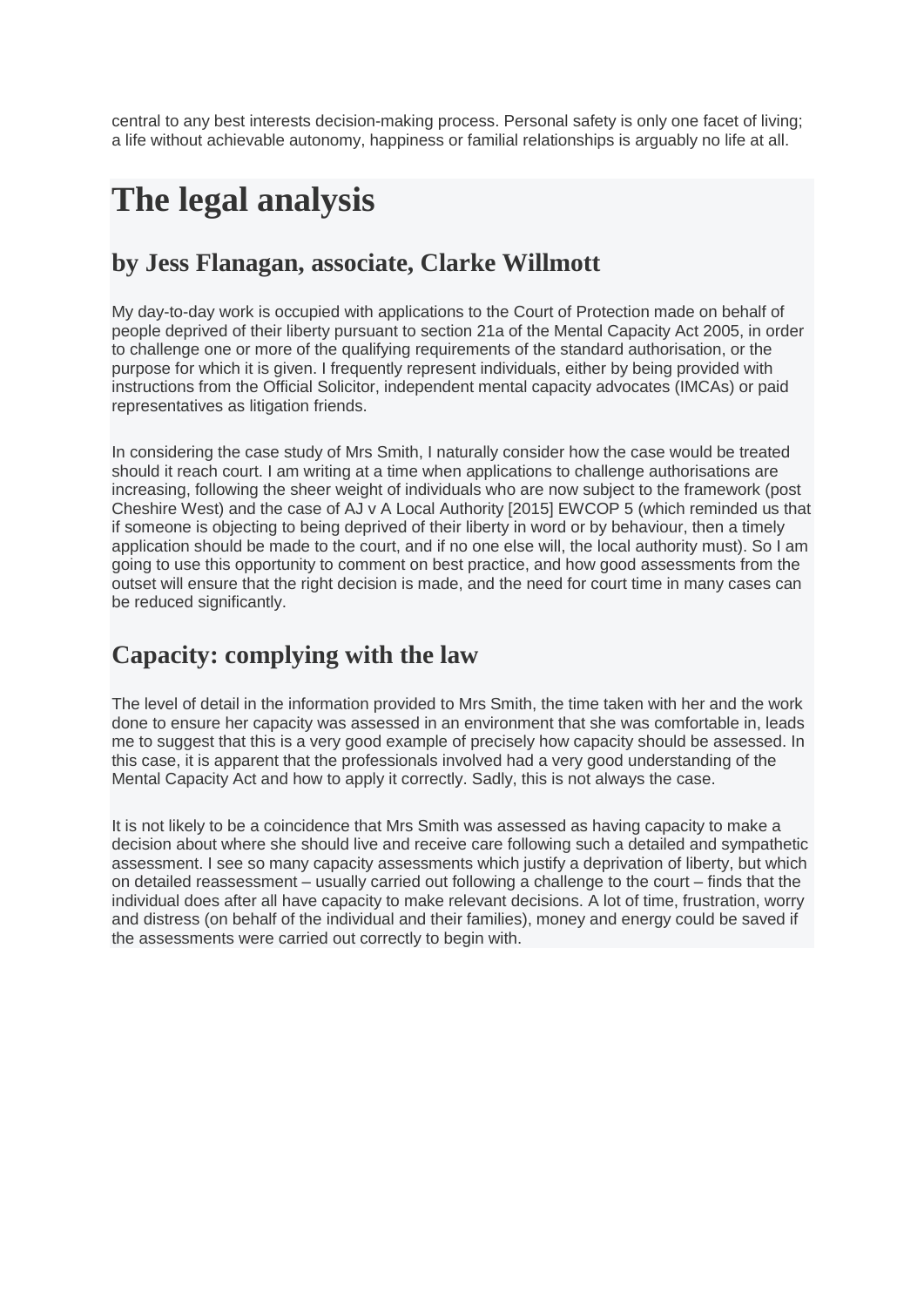central to any best interests decision-making process. Personal safety is only one facet of living; a life without achievable autonomy, happiness or familial relationships is arguably no life at all.

# The legal analysis

## by Jess Flanagan, associate, Clarke Willmott

My day-to-day work is occupied with applications to the Court of Protection made on behalf of people deprived of their liberty pursuant to section 21a of the Mental Capacity Act 2005, in order to challenge one or more of the qualifying requirements of the standard authorisation, or the purpose for which it is given. I frequently represent individuals, either by being provided with instructions from the Official Solicitor, independent mental capacity advocates (IMCAs) or paid representatives as litigation friends.

In considering the case study of Mrs Smith, I naturally consider how the case would be treated should it reach court. I am writing at a time when applications to challenge authorisations are increasing, following the sheer weight of individuals who are now subject to the framework (post Cheshire West) and the case of AJ v A Local Authority [2015] EWCOP 5 (which reminded us that if someone is objecting to being deprived of their liberty in word or by behaviour, then a timely application should be made to the court, and if no one else will, the local authority must). So I am going to use this opportunity to comment on best practice, and how good assessments from the outset will ensure that the right decision is made, and the need for court time in many cases can be reduced significantly.

## Capacity: complying with the law

The level of detail in the information provided to Mrs Smith, the time taken with her and the work done to ensure her capacity was assessed in an environment that she was comfortable in, leads me to suggest that this is a very good example of precisely how capacity should be assessed. In this case, it is apparent that the professionals involved had a very good understanding of the Mental Capacity Act and how to apply it correctly. Sadly, this is not always the case.

It is not likely to be a coincidence that Mrs Smith was assessed as having capacity to make a decision about where she should live and receive care following such a detailed and sympathetic assessment. I see so many capacity assessments which justify a deprivation of liberty, but which on detailed reassessment – usually carried out following a challenge to the court – finds that the individual does after all have capacity to make relevant decisions. A lot of time, frustration, worry and distress (on behalf of the individual and their families), money and energy could be saved if the assessments were carried out correctly to begin with.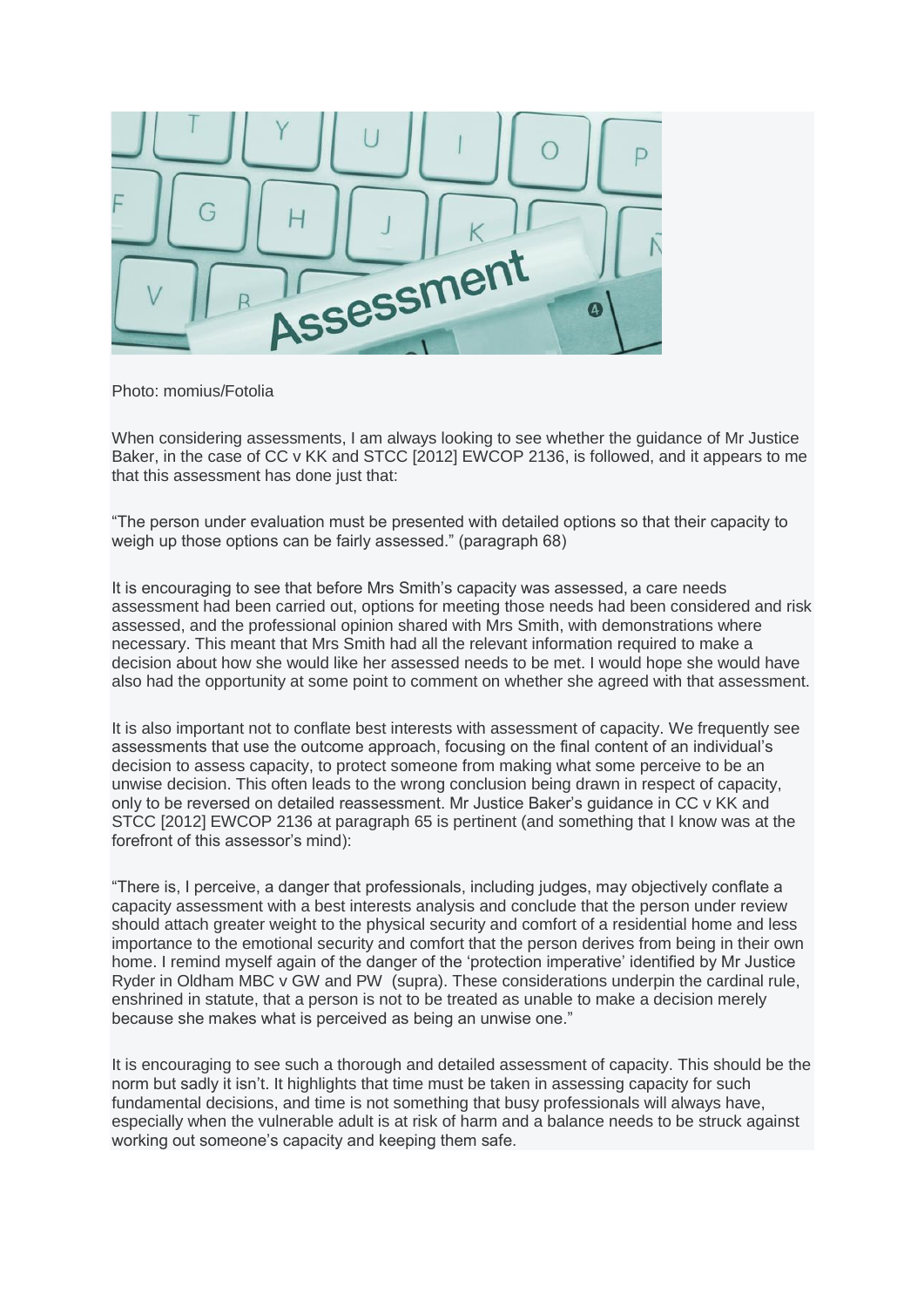Photo: momius/Fotolia

When considering assessments, I am always looking to see whether the guidance of Mr Justice Baker, in the case of CC v KK and STCC [2012] EWCOP 2136, is followed, and it appears to me that this assessment has done just that:

"The person under evaluation must be presented with detailed options so that their capacity to weigh up those options can be fairly assessed." (paragraph 68)

It is encouraging to see that before Mrs Smith's capacity was assessed, a care needs assessment had been carried out, options for meeting those needs had been considered and risk assessed, and the professional opinion shared with Mrs Smith, with demonstrations where necessary. This meant that Mrs Smith had all the relevant information required to make a decision about how she would like her assessed needs to be met. I would hope she would have also had the opportunity at some point to comment on whether she agreed with that assessment.

It is also important not to conflate best interests with assessment of capacity. We frequently see assessments that use the outcome approach, focusing on the final content of an individual's decision to assess capacity, to protect someone from making what some perceive to be an unwise decision. This often leads to the wrong conclusion being drawn in respect of capacity, only to be reversed on detailed reassessment. Mr Justice Baker's guidance in CC v KK and STCC [2012] EWCOP 2136 at paragraph 65 is pertinent (and something that I know was at the forefront of this assessor's mind):

"There is, I perceive, a danger that professionals, including judges, may objectively conflate a capacity assessment with a best interests analysis and conclude that the person under review should attach greater weight to the physical security and comfort of a residential home and less importance to the emotional security and comfort that the person derives from being in their own home. I remind myself again of the danger of the 'protection imperative' identified by Mr Justice Ryder in Oldham MBC v GW and PW (supra). These considerations underpin the cardinal rule, enshrined in statute, that a person is not to be treated as unable to make a decision merely because she makes what is perceived as being an unwise one."

It is encouraging to see such a thorough and detailed assessment of capacity. This should be the norm but sadly it isn't. It highlights that time must be taken in assessing capacity for such fundamental decisions, and time is not something that busy professionals will always have, especially when the vulnerable adult is at risk of harm and a balance needs to be struck against working out someone's capacity and keeping them safe.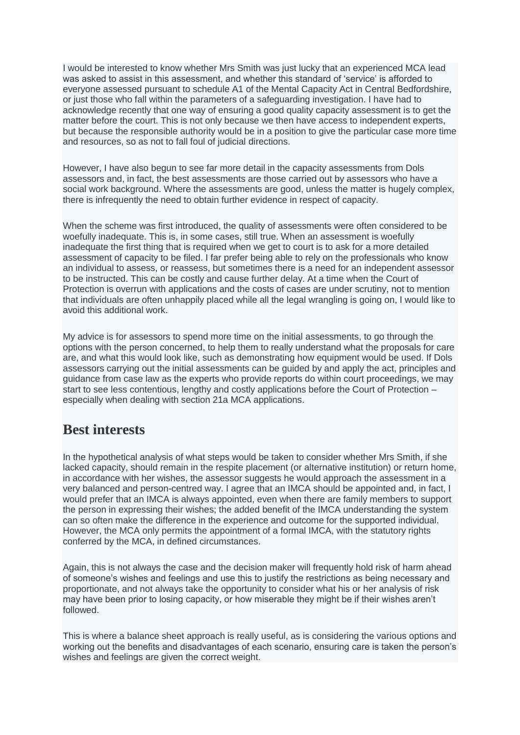I would be interested to know whether Mrs Smith was just lucky that an experienced MCA lead was asked to assist in this assessment, and whether this standard of 'service' is afforded to everyone assessed pursuant to schedule A1 of the Mental Capacity Act in Central Bedfordshire, or just those who fall within the parameters of a safeguarding investigation. I have had to acknowledge recently that one way of ensuring a good quality capacity assessment is to get the matter before the court. This is not only because we then have access to independent experts, but because the responsible authority would be in a position to give the particular case more time and resources, so as not to fall foul of judicial directions.

However, I have also begun to see far more detail in the capacity assessments from Dols assessors and, in fact, the best assessments are those carried out by assessors who have a social work background. Where the assessments are good, unless the matter is hugely complex, there is infrequently the need to obtain further evidence in respect of capacity.

When the scheme was first introduced, the quality of assessments were often considered to be woefully inadequate. This is, in some cases, still true. When an assessment is woefully inadequate the first thing that is required when we get to court is to ask for a more detailed assessment of capacity to be filed. I far prefer being able to rely on the professionals who know an individual to assess, or reassess, but sometimes there is a need for an independent assessor to be instructed. This can be costly and cause further delay. At a time when the Court of Protection is overrun with applications and the costs of cases are under scrutiny, not to mention that individuals are often unhappily placed while all the legal wrangling is going on, I would like to avoid this additional work.

My advice is for assessors to spend more time on the initial assessments, to go through the options with the person concerned, to help them to really understand what the proposals for care are, and what this would look like, such as demonstrating how equipment would be used. If Dols assessors carrying out the initial assessments can be guided by and apply the act, principles and guidance from case law as the experts who provide reports do within court proceedings, we may start to see less contentious, lengthy and costly applications before the Court of Protection – especially when dealing with section 21a MCA applications.

## Best interests

In the hypothetical analysis of what steps would be taken to consider whether Mrs Smith, if she lacked capacity, should remain in the respite placement (or alternative institution) or return home, in accordance with her wishes, the assessor suggests he would approach the assessment in a very balanced and person-centred way. I agree that an IMCA should be appointed and, in fact, I would prefer that an IMCA is always appointed, even when there are family members to support the person in expressing their wishes; the added benefit of the IMCA understanding the system can so often make the difference in the experience and outcome for the supported individual. However, the MCA only permits the appointment of a formal IMCA, with the statutory rights conferred by the MCA, in defined circumstances.

Again, this is not always the case and the decision maker will frequently hold risk of harm ahead of someone's wishes and feelings and use this to justify the restrictions as being necessary and proportionate, and not always take the opportunity to consider what his or her analysis of risk may have been prior to losing capacity, or how miserable they might be if their wishes aren't followed.

This is where a balance sheet approach is really useful, as is considering the various options and working out the benefits and disadvantages of each scenario, ensuring care is taken the person's wishes and feelings are given the correct weight.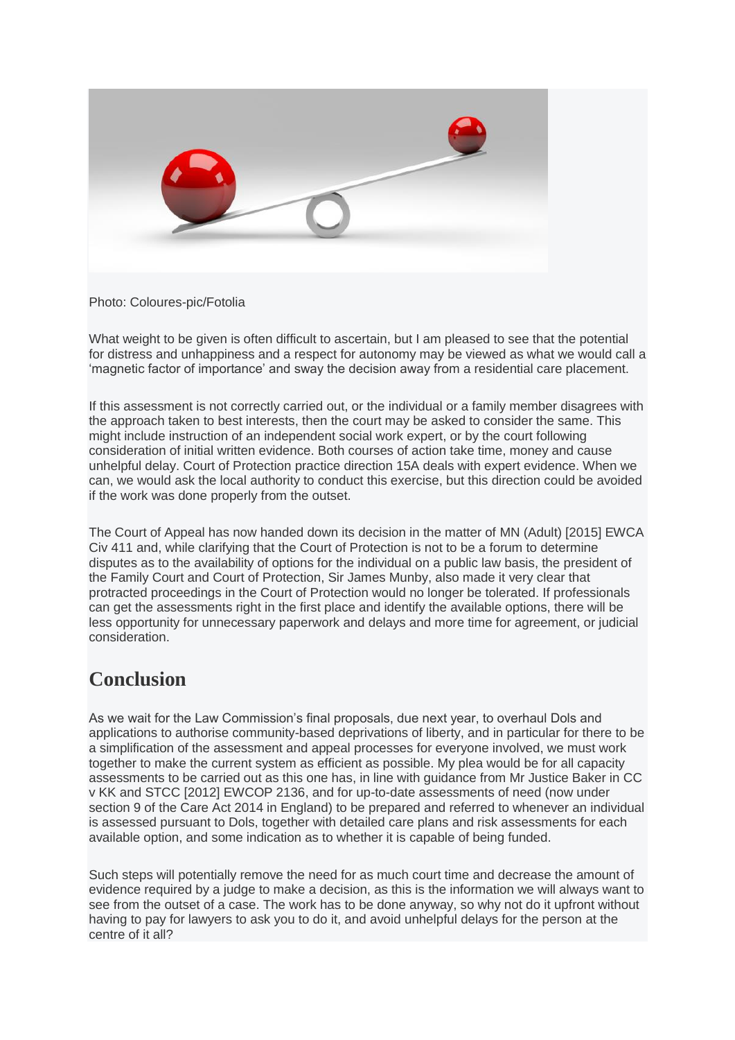Photo: Coloures-pic/Fotolia

What weight to be given is often difficult to ascertain, but I am pleased to see that the potential for distress and unhappiness and a respect for autonomy may be viewed as what we would call a 'magnetic factor of importance' and sway the decision away from a residential care placement.

If this assessment is not correctly carried out, or the individual or a family member disagrees with the approach taken to best interests, then the court may be asked to consider the same. This might include instruction of an independent social work expert, or by the court following consideration of initial written evidence. Both courses of action take time, money and cause unhelpful delay. Court of Protection practice direction 15A deals with expert evidence. When we can, we would ask the local authority to conduct this exercise, but this direction could be avoided if the work was done properly from the outset.

The Court of Appeal has now handed down its decision in the matter of MN (Adult) [2015] EWCA Civ 411 and, while clarifying that the Court of Protection is not to be a forum to determine disputes as to the availability of options for the individual on a public law basis, the president of the Family Court and Court of Protection, Sir James Munby, also made it very clear that protracted proceedings in the Court of Protection would no longer be tolerated. If professionals can get the assessments right in the first place and identify the available options, there will be less opportunity for unnecessary paperwork and delays and more time for agreement, or judicial consideration.

## Conclusion

As we wait for the Law Commission's final proposals, due next year, to overhaul Dols and applications to authorise community-based deprivations of liberty, and in particular for there to be a simplification of the assessment and appeal processes for everyone involved, we must work together to make the current system as efficient as possible. My plea would be for all capacity assessments to be carried out as this one has, in line with guidance from Mr Justice Baker in CC v KK and STCC [2012] EWCOP 2136, and for up-to-date assessments of need (now under section 9 of the Care Act 2014 in England) to be prepared and referred to whenever an individual is assessed pursuant to Dols, together with detailed care plans and risk assessments for each available option, and some indication as to whether it is capable of being funded.

Such steps will potentially remove the need for as much court time and decrease the amount of evidence required by a judge to make a decision, as this is the information we will always want to see from the outset of a case. The work has to be done anyway, so why not do it upfront without having to pay for lawyers to ask you to do it, and avoid unhelpful delays for the person at the centre of it all?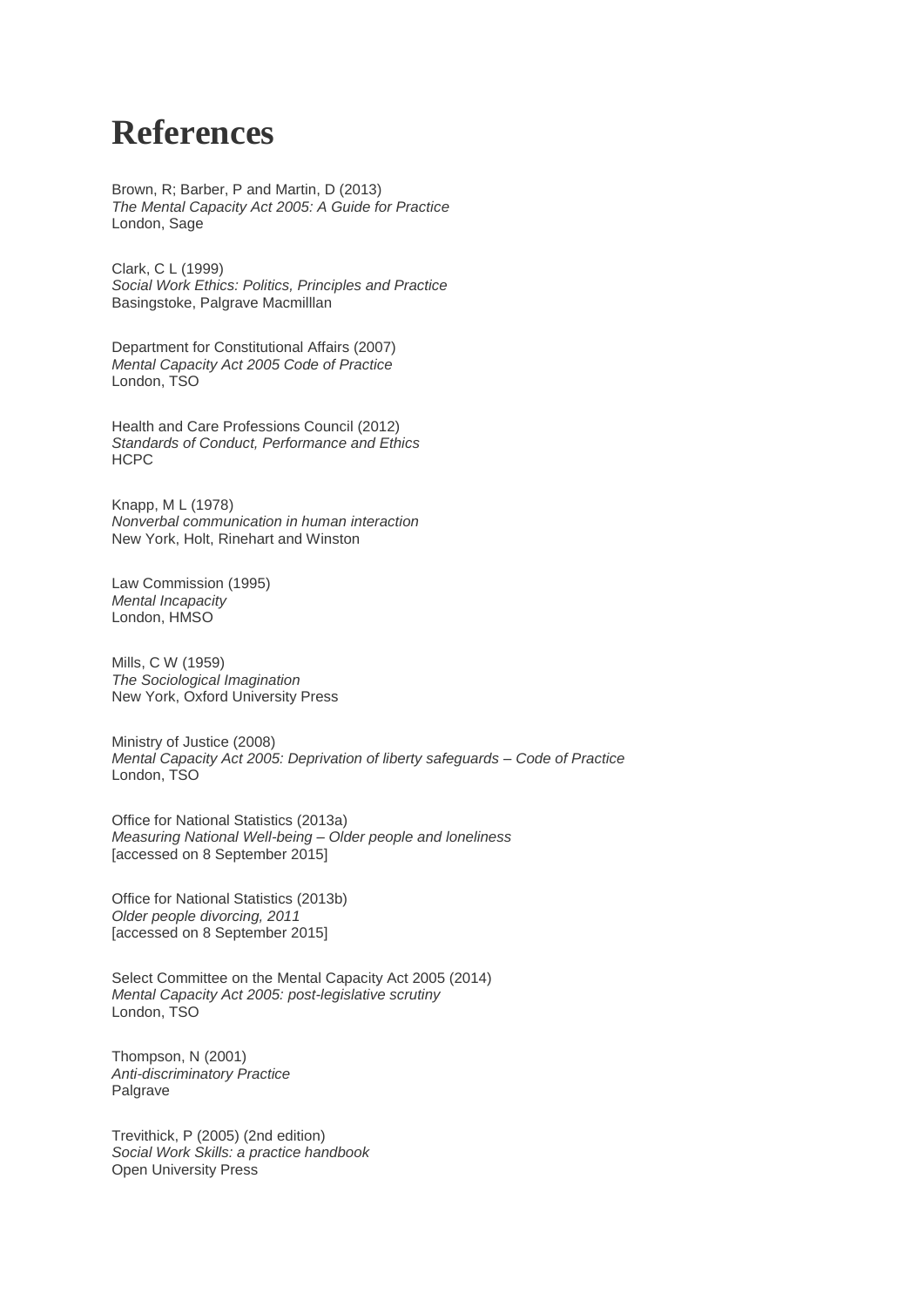# References

Brown, R; Barber, P and Martin, D (2013)
*The Mental Capacity Act 2005: A Guide for Practice*
London, Sage

Clark, C L (1999)
*Social Work Ethics: Politics, Principles and Practice*
Basingstoke, Palgrave Macmilllan

Department for Constitutional Affairs (2007)
*Mental Capacity Act 2005 Code of Practice*
London, TSO

Health and Care Professions Council (2012)
*Standards of Conduct, Performance and Ethics*
HCPC

Knapp, M L (1978)
*Nonverbal communication in human interaction*
New York, Holt, Rinehart and Winston

Law Commission (1995)
*Mental Incapacity*
London, HMSO

Mills, C W (1959)
*The Sociological Imagination*
New York, Oxford University Press

Ministry of Justice (2008)
*Mental Capacity Act 2005: Deprivation of liberty safeguards – Code of Practice*
London, TSO

Office for National Statistics (2013a)
*Measuring National Well-being – Older people and loneliness*
[accessed on 8 September 2015]

Office for National Statistics (2013b)
*Older people divorcing, 2011*
[accessed on 8 September 2015]

Select Committee on the Mental Capacity Act 2005 (2014)
*Mental Capacity Act 2005: post-legislative scrutiny*
London, TSO

Thompson, N (2001)
*Anti-discriminatory Practice*
Palgrave

Trevithick, P (2005) (2nd edition)
*Social Work Skills: a practice handbook*
Open University Press